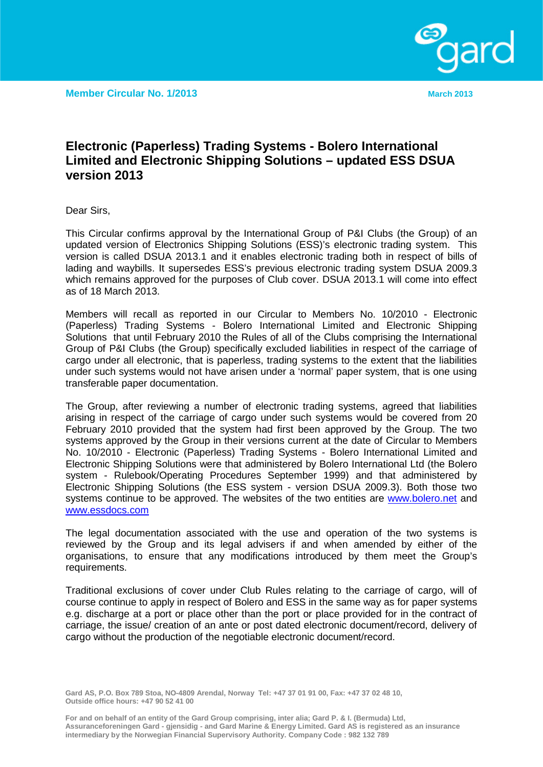**Member Circular No. 1/2013** 

**March 2013**

# Electronic (Paperless) Trading Systems - Bolero International Limited and Electronic Shipping Solutions – updated ESS DSUA version 2013

Dear Sirs,

This Circular confirms approval by the International Group of P&I Clubs (the Group) of an updated version of Electronics Shipping Solutions (ESS)'s electronic trading system. This version is called DSUA 2013.1 and it enables electronic trading both in respect of bills of lading and waybills. It supersedes ESS's previous electronic trading system DSUA 2009.3 which remains approved for the purposes of Club cover. DSUA 2013.1 will come into effect as of 18 March 2013.

Members will recall as reported in our Circular to Members No. 10/2010 - Electronic (Paperless) Trading Systems - Bolero International Limited and Electronic Shipping Solutions that until February 2010 the Rules of all of the Clubs comprising the International Group of P&I Clubs (the Group) specifically excluded liabilities in respect of the carriage of cargo under all electronic, that is paperless, trading systems to the extent that the liabilities under such systems would not have arisen under a 'normal' paper system, that is one using transferable paper documentation.

The Group, after reviewing a number of electronic trading systems, agreed that liabilities arising in respect of the carriage of cargo under such systems would be covered from 20 February 2010 provided that the system had first been approved by the Group. The two systems approved by the Group in their versions current at the date of Circular to Members No. 10/2010 - Electronic (Paperless) Trading Systems - Bolero International Limited and Electronic Shipping Solutions were that administered by Bolero International Ltd (the Bolero system - Rulebook/Operating Procedures September 1999) and that administered by Electronic Shipping Solutions (the ESS system - version DSUA 2009.3). Both those two systems continue to be approved. The websites of the two entities are www.bolero.net and www.essdocs.com

The legal documentation associated with the use and operation of the two systems is reviewed by the Group and its legal advisers if and when amended by either of the organisations, to ensure that any modifications introduced by them meet the Group's requirements.

Traditional exclusions of cover under Club Rules relating to the carriage of cargo, will of course continue to apply in respect of Bolero and ESS in the same way as for paper systems e.g. discharge at a port or place other than the port or place provided for in the contract of carriage, the issue/ creation of an ante or post dated electronic document/record, delivery of cargo without the production of the negotiable electronic document/record.

Gard AS, P.O. Box 789 Stoa, NO-4809 Arendal, Norway Tel: +47 37 01 91 00, Fax: +47 37 02 48 10, Outside office hours: +47 90 52 41 00

For and on behalf of an entity of the Gard Group comprising, inter alia; Gard P. & I. (Bermuda) Ltd, Assuranceforeningen Gard - gjensidig - and Gard Marine & Energy Limited. Gard AS is registered as an insurance intermediary by the Norwegian Financial Supervisory Authority. Company Code : 982 132 789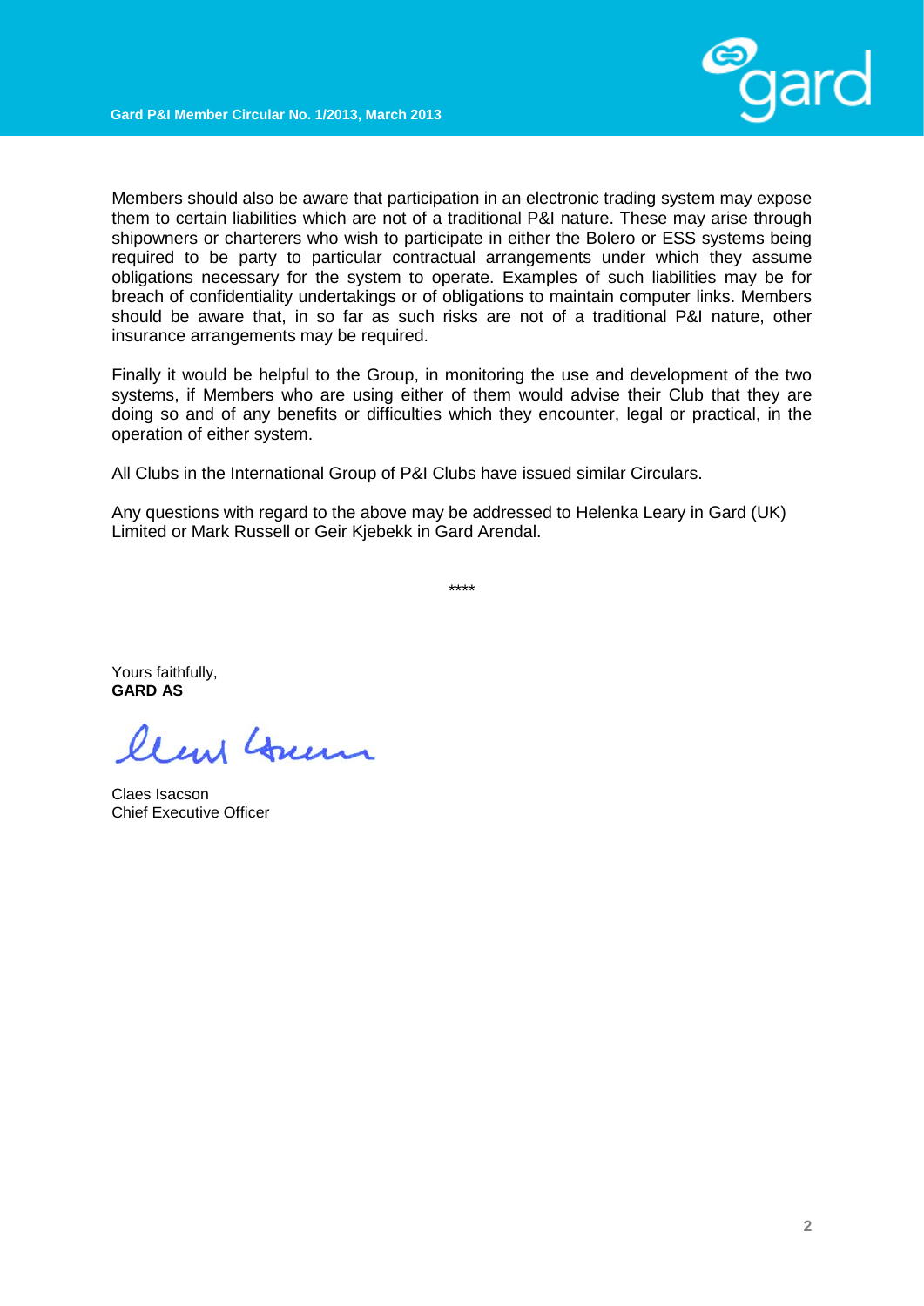Members should also be aware that participation in an electronic trading system may expose them to certain liabilities which are not of a traditional P&I nature. These may arise through shipowners or charterers who wish to participate in either the Bolero or ESS systems being required to be party to particular contractual arrangements under which they assume obligations necessary for the system to operate. Examples of such liabilities may be for breach of confidentiality undertakings or of obligations to maintain computer links. Members should be aware that, in so far as such risks are not of a traditional P&I nature, other insurance arrangements may be required.

Finally it would be helpful to the Group, in monitoring the use and development of the two systems, if Members who are using either of them would advise their Club that they are doing so and of any benefits or difficulties which they encounter, legal or practical, in the operation of either system.

All Clubs in the International Group of P&I Clubs have issued similar Circulars.

Any questions with regard to the above may be addressed to Helenka Leary in Gard (UK) Limited or Mark Russell or Geir Kjebekk in Gard Arendal.

****

Yours faithfully,
**GARD AS**

Claes Isacson
Chief Executive Officer